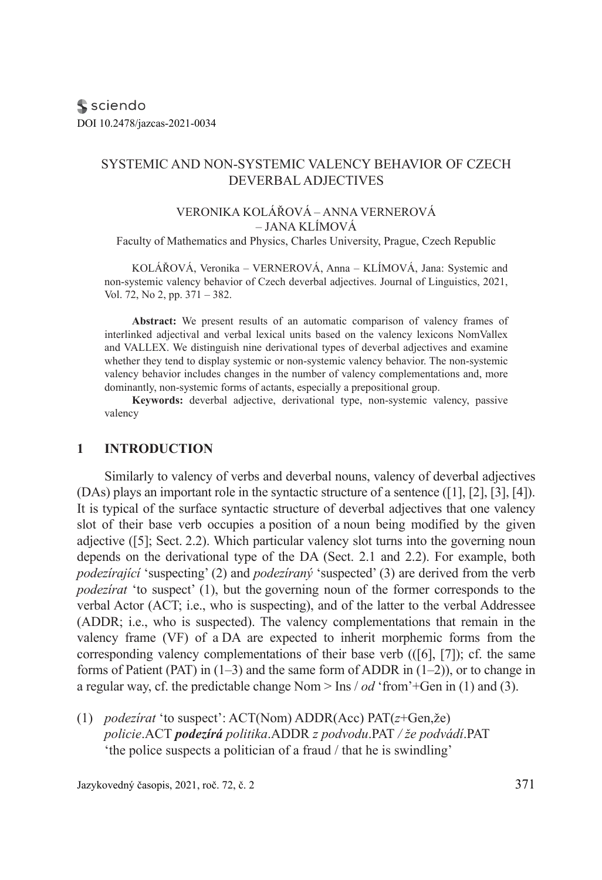sciendo
DOI 10.2478/jazcas-2021-0034

# SYSTEMIC AND NON-SYSTEMIC VALENCY BEHAVIOR OF CZECH DEVERBAL ADJECTIVES

VERONIKA KOLÁŘOVÁ – ANNA VERNEROVÁ – JANA KLÍMOVÁ
Faculty of Mathematics and Physics, Charles University, Prague, Czech Republic

KOLÁŘOVÁ, Veronika – VERNEROVÁ, Anna – KLÍMOVÁ, Jana: Systemic and non-systemic valency behavior of Czech deverbal adjectives. Journal of Linguistics, 2021, Vol. 72, No 2, pp. 371 – 382.

**Abstract:** We present results of an automatic comparison of valency frames of interlinked adjectival and verbal lexical units based on the valency lexicons NomVallex and VALLEX. We distinguish nine derivational types of deverbal adjectives and examine whether they tend to display systemic or non-systemic valency behavior. The non-systemic valency behavior includes changes in the number of valency complementations and, more dominantly, non-systemic forms of actants, especially a prepositional group.

**Keywords:** deverbal adjective, derivational type, non-systemic valency, passive valency

## 1 INTRODUCTION

Similarly to valency of verbs and deverbal nouns, valency of deverbal adjectives (DAs) plays an important role in the syntactic structure of a sentence ([1], [2], [3], [4]). It is typical of the surface syntactic structure of deverbal adjectives that one valency slot of their base verb occupies a position of a noun being modified by the given adjective ([5]; Sect. 2.2). Which particular valency slot turns into the governing noun depends on the derivational type of the DA (Sect. 2.1 and 2.2). For example, both *podezírající* 'suspecting' (2) and *podezíraný* 'suspected' (3) are derived from the verb *podezírat* 'to suspect' (1), but the governing noun of the former corresponds to the verbal Actor (ACT; i.e., who is suspecting), and of the latter to the verbal Addressee (ADDR; i.e., who is suspected). The valency complementations that remain in the valency frame (VF) of a DA are expected to inherit morphemic forms from the corresponding valency complementations of their base verb (([6], [7]); cf. the same forms of Patient (PAT) in (1–3) and the same form of ADDR in (1–2)), or to change in a regular way, cf. the predictable change Nom > Ins / *od* 'from'+Gen in (1) and (3).

(1) *podezírat* 'to suspect': ACT(Nom) ADDR(Acc) PAT(*z*+Gen,že)
*policie*.ACT ***podezírá*** *politika*.ADDR *z podvodu*.PAT */ že podvádí*.PAT
'the police suspects a politician of a fraud / that he is swindling'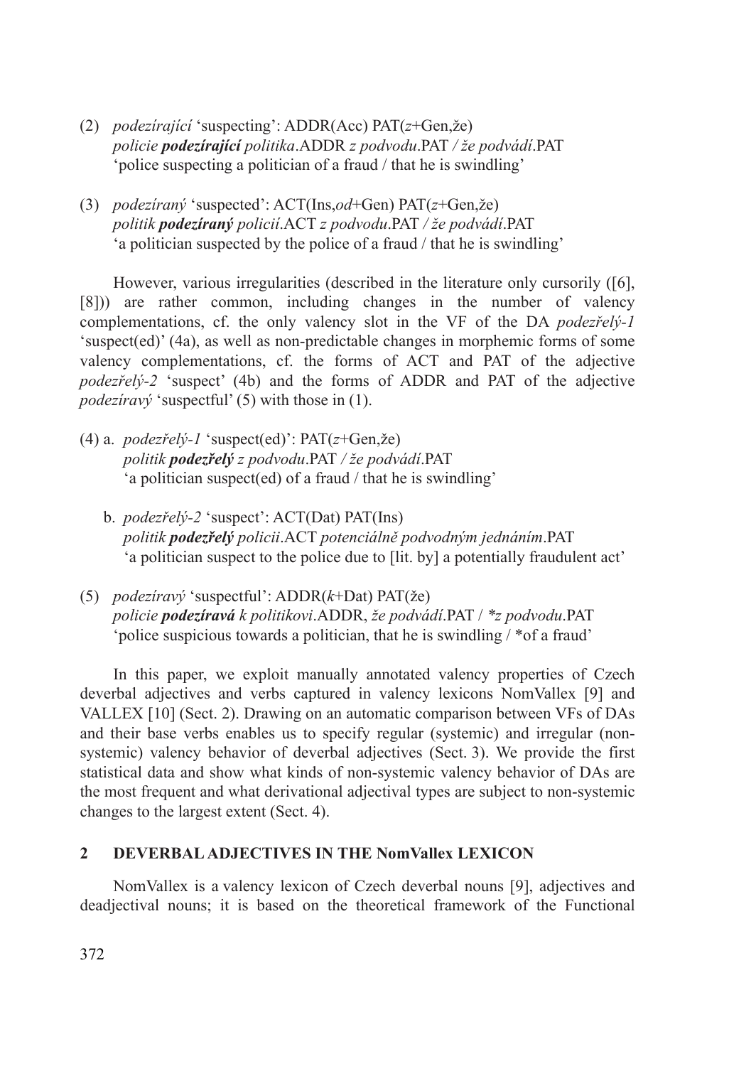(2) *podezírající* 'suspecting': ADDR(Acc) PAT(*z*+Gen,že)
*policie **podezírající** politika*.ADDR *z podvodu*.PAT */ že podvádí*.PAT
'police suspecting a politician of a fraud / that he is swindling'

(3) *podezíraný* 'suspected': ACT(Ins,*od*+Gen) PAT(*z*+Gen,že)
*politik **podezíraný** policií*.ACT *z podvodu*.PAT */ že podvádí*.PAT
'a politician suspected by the police of a fraud / that he is swindling'

However, various irregularities (described in the literature only cursorily ([6], [8])) are rather common, including changes in the number of valency complementations, cf. the only valency slot in the VF of the DA *podezřelý-1* 'suspect(ed)' (4a), as well as non-predictable changes in morphemic forms of some valency complementations, cf. the forms of ACT and PAT of the adjective *podezřelý-2* 'suspect' (4b) and the forms of ADDR and PAT of the adjective *podezíravý* 'suspectful' (5) with those in (1).

(4) a. *podezřelý-1* 'suspect(ed)': PAT(*z*+Gen,že)
*politik **podezřelý** z podvodu*.PAT */ že podvádí*.PAT
'a politician suspect(ed) of a fraud / that he is swindling'

b. *podezřelý-2* 'suspect': ACT(Dat) PAT(Ins)
*politik **podezřelý** policii*.ACT *potenciálně podvodným jednáním*.PAT
'a politician suspect to the police due to [lit. by] a potentially fraudulent act'

(5) *podezíravý* 'suspectful': ADDR(*k*+Dat) PAT(že)
*policie **podezíravá** k politikovi*.ADDR, *že podvádí*.PAT / *\*z podvodu*.PAT
'police suspicious towards a politician, that he is swindling / *of a fraud'

In this paper, we exploit manually annotated valency properties of Czech deverbal adjectives and verbs captured in valency lexicons NomVallex [9] and VALLEX [10] (Sect. 2). Drawing on an automatic comparison between VFs of DAs and their base verbs enables us to specify regular (systemic) and irregular (non-systemic) valency behavior of deverbal adjectives (Sect. 3). We provide the first statistical data and show what kinds of non-systemic valency behavior of DAs are the most frequent and what derivational adjectival types are subject to non-systemic changes to the largest extent (Sect. 4).

## 2 DEVERBAL ADJECTIVES IN THE NomVallex LEXICON

NomVallex is a valency lexicon of Czech deverbal nouns [9], adjectives and deadjectival nouns; it is based on the theoretical framework of the Functional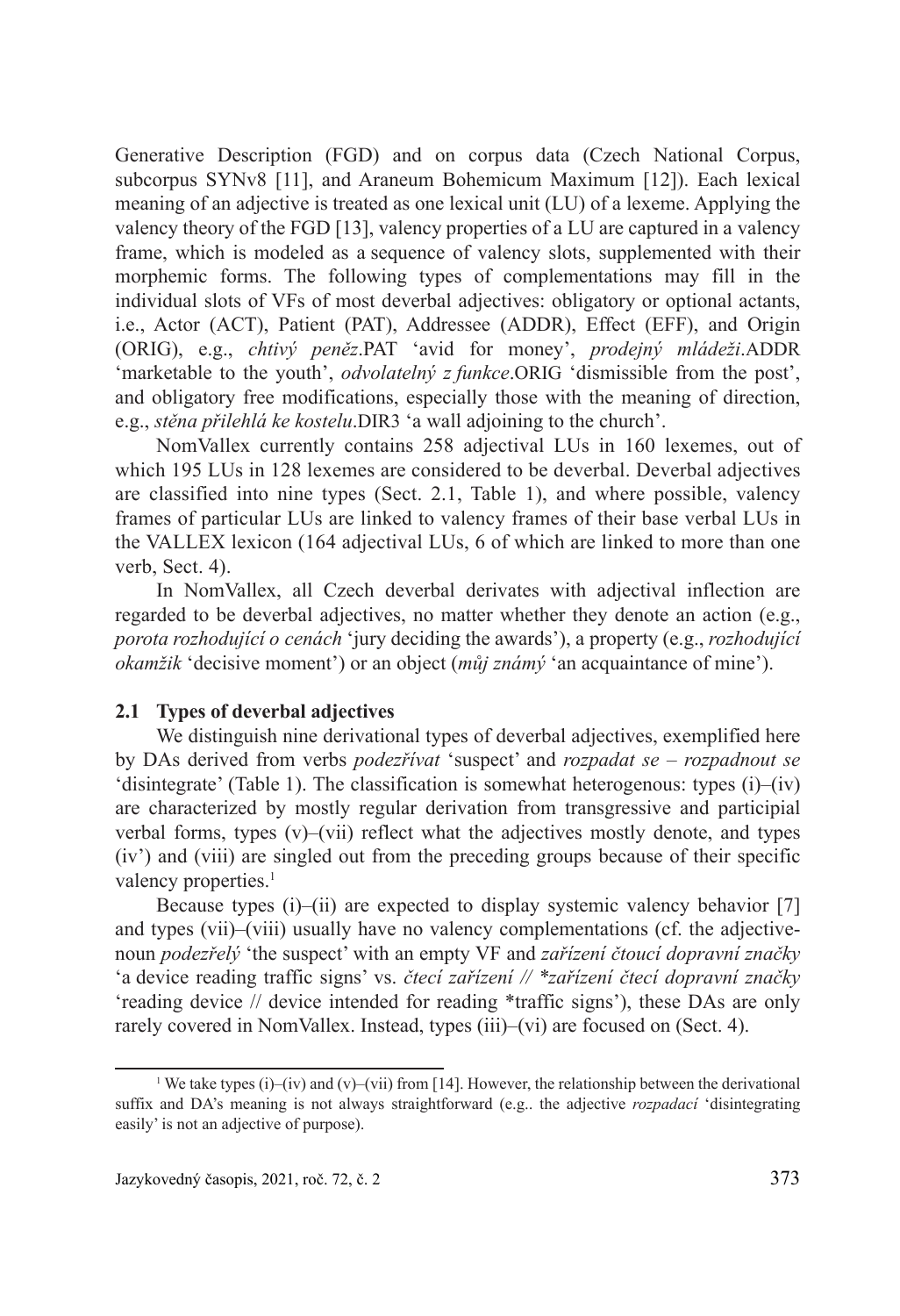Generative Description (FGD) and on corpus data (Czech National Corpus, subcorpus SYNv8 [11], and Araneum Bohemicum Maximum [12]). Each lexical meaning of an adjective is treated as one lexical unit (LU) of a lexeme. Applying the valency theory of the FGD [13], valency properties of a LU are captured in a valency frame, which is modeled as a sequence of valency slots, supplemented with their morphemic forms. The following types of complementations may fill in the individual slots of VFs of most deverbal adjectives: obligatory or optional actants, i.e., Actor (ACT), Patient (PAT), Addressee (ADDR), Effect (EFF), and Origin (ORIG), e.g., *chtivý peněz*.PAT 'avid for money', *prodejný mládeži*.ADDR 'marketable to the youth', *odvolatelný z funkce*.ORIG 'dismissible from the post', and obligatory free modifications, especially those with the meaning of direction, e.g., *stěna přilehlá ke kostelu*.DIR3 'a wall adjoining to the church'.

NomVallex currently contains 258 adjectival LUs in 160 lexemes, out of which 195 LUs in 128 lexemes are considered to be deverbal. Deverbal adjectives are classified into nine types (Sect. 2.1, Table 1), and where possible, valency frames of particular LUs are linked to valency frames of their base verbal LUs in the VALLEX lexicon (164 adjectival LUs, 6 of which are linked to more than one verb, Sect. 4).

In NomVallex, all Czech deverbal derivates with adjectival inflection are regarded to be deverbal adjectives, no matter whether they denote an action (e.g., *porota rozhodující o cenách* 'jury deciding the awards'), a property (e.g., *rozhodující okamžik* 'decisive moment') or an object (*můj známý* 'an acquaintance of mine').

## 2.1 Types of deverbal adjectives

We distinguish nine derivational types of deverbal adjectives, exemplified here by DAs derived from verbs *podezřívat* 'suspect' and *rozpadat se – rozpadnout se* 'disintegrate' (Table 1). The classification is somewhat heterogenous: types (i)–(iv) are characterized by mostly regular derivation from transgressive and participial verbal forms, types (v)–(vii) reflect what the adjectives mostly denote, and types (iv') and (viii) are singled out from the preceding groups because of their specific valency properties.[1]

Because types (i)–(ii) are expected to display systemic valency behavior [7] and types (vii)–(viii) usually have no valency complementations (cf. the adjective-noun *podezřelý* 'the suspect' with an empty VF and *zařízení čtoucí dopravní značky* 'a device reading traffic signs' vs. *čtecí zařízení // \*zařízení čtecí dopravní značky* 'reading device // device intended for reading \*traffic signs'), these DAs are only rarely covered in NomVallex. Instead, types (iii)–(vi) are focused on (Sect. 4).

---

[1] We take types (i)–(iv) and (v)–(vii) from [14]. However, the relationship between the derivational suffix and DA's meaning is not always straightforward (e.g.. the adjective *rozpadací* 'disintegrating easily' is not an adjective of purpose).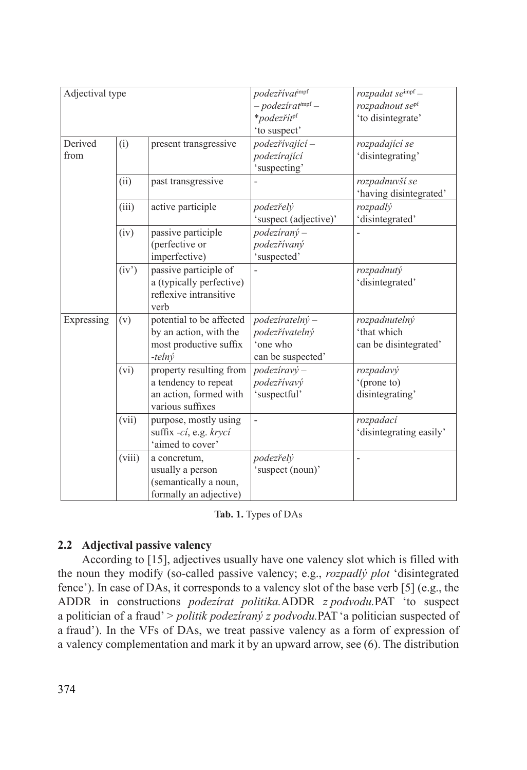| Adjectival type | | | *podezřívat*[impf] – *podezírat*[impf] – **podezřít*[pf] 'to suspect' | *rozpadat se*[impf] – *rozpadnout se*[pf] 'to disintegrate' |
|---|---|---|---|---|
| Derived from | (i) | present transgressive | *podezřívající* – *podezírající* 'suspecting' | *rozpadající se* 'disintegrating' |
| | (ii) | past transgressive | - | *rozpadnuvší se* 'having disintegrated' |
| | (iii) | active participle | *podezřelý* 'suspect (adjective)' | *rozpadlý* 'disintegrated' |
| | (iv) | passive participle (perfective or imperfective) | *podezíraný* – *podezřívaný* 'suspected' | - |
| | (iv') | passive participle of a (typically perfective) reflexive intransitive verb | - | *rozpadnutý* 'disintegrated' |
| Expressing | (v) | potential to be affected by an action, with the most productive suffix *-telný* | *podezíratelný* – *podezřívatelný* 'one who can be suspected' | *rozpadnutelný* 'that which can be disintegrated' |
| | (vi) | property resulting from a tendency to repeat an action, formed with various suffixes | *podezíravý* – *podezřívavý* 'suspectful' | *rozpadavý* '(prone to) disintegrating' |
| | (vii) | purpose, mostly using suffix *-cí*, e.g. *krycí* 'aimed to cover' | - | *rozpadací* 'disintegrating easily' |
| | (viii) | a concretum, usually a person (semantically a noun, formally an adjective) | *podezřelý* 'suspect (noun)' | - |

**Tab. 1.** Types of DAs

## 2.2 Adjectival passive valency

According to [15], adjectives usually have one valency slot which is filled with the noun they modify (so-called passive valency; e.g., *rozpadlý plot* 'disintegrated fence'). In case of DAs, it corresponds to a valency slot of the base verb [5] (e.g., the ADDR in constructions *podezírat politika.*ADDR *z podvodu.*PAT 'to suspect a politician of a fraud' > *politik podezíraný z podvodu.*PAT 'a politician suspected of a fraud'). In the VFs of DAs, we treat passive valency as a form of expression of a valency complementation and mark it by an upward arrow, see (6). The distribution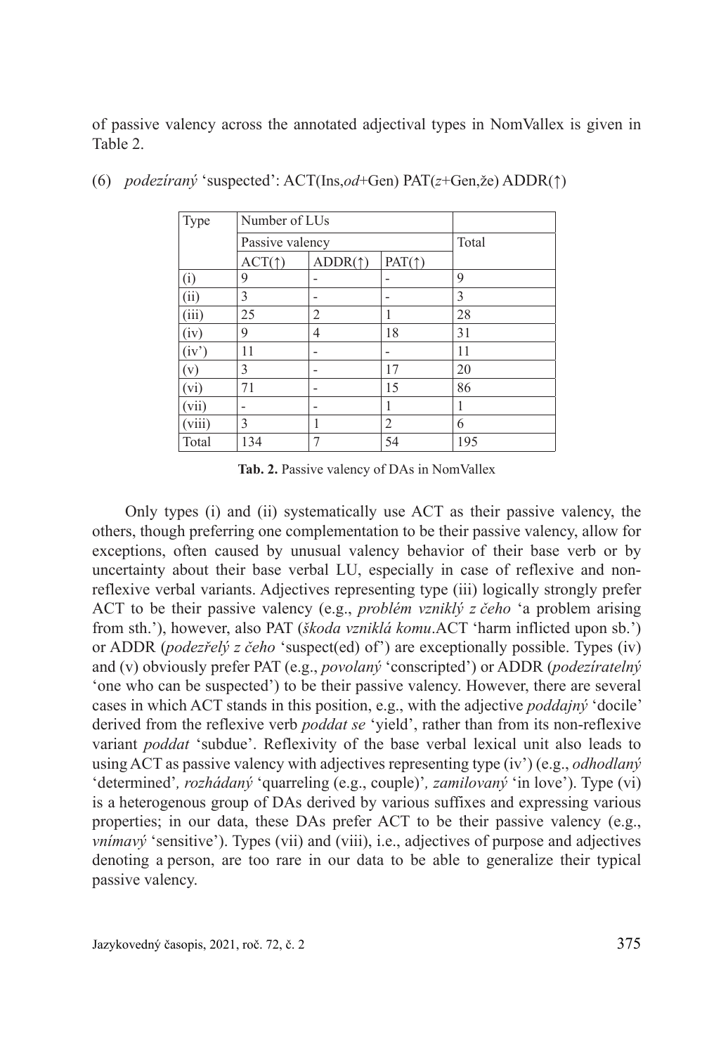of passive valency across the annotated adjectival types in NomVallex is given in Table 2.

(6) *podezíraný* 'suspected': ACT(Ins,*od*+Gen) PAT(*z*+Gen,že) ADDR(↑)

| Type | Number of LUs | | | |
|---|---|---|---|---|
| | Passive valency | | | Total |
| | ACT(↑) | ADDR(↑) | PAT(↑) | |
| (i) | 9 | - | - | 9 |
| (ii) | 3 | - | - | 3 |
| (iii) | 25 | 2 | 1 | 28 |
| (iv) | 9 | 4 | 18 | 31 |
| (iv') | 11 | - | - | 11 |
| (v) | 3 | - | 17 | 20 |
| (vi) | 71 | - | 15 | 86 |
| (vii) | - | - | 1 | 1 |
| (viii) | 3 | 1 | 2 | 6 |
| Total | 134 | 7 | 54 | 195 |

**Tab. 2.** Passive valency of DAs in NomVallex

Only types (i) and (ii) systematically use ACT as their passive valency, the others, though preferring one complementation to be their passive valency, allow for exceptions, often caused by unusual valency behavior of their base verb or by uncertainty about their base verbal LU, especially in case of reflexive and non-reflexive verbal variants. Adjectives representing type (iii) logically strongly prefer ACT to be their passive valency (e.g., *problém vzniklý z čeho* 'a problem arising from sth.'), however, also PAT (*škoda vzniklá komu*.ACT 'harm inflicted upon sb.') or ADDR (*podezřelý z čeho* 'suspect(ed) of') are exceptionally possible. Types (iv) and (v) obviously prefer PAT (e.g., *povolaný* 'conscripted') or ADDR (*podezíratelný* 'one who can be suspected') to be their passive valency. However, there are several cases in which ACT stands in this position, e.g., with the adjective *poddajný* 'docile' derived from the reflexive verb *poddat se* 'yield', rather than from its non-reflexive variant *poddat* 'subdue'. Reflexivity of the base verbal lexical unit also leads to using ACT as passive valency with adjectives representing type (iv') (e.g., *odhodlaný* 'determined'*, rozhádaný* 'quarreling (e.g., couple)'*, zamilovaný* 'in love'). Type (vi) is a heterogenous group of DAs derived by various suffixes and expressing various properties; in our data, these DAs prefer ACT to be their passive valency (e.g., *vnímavý* 'sensitive'). Types (vii) and (viii), i.e., adjectives of purpose and adjectives denoting a person, are too rare in our data to be able to generalize their typical passive valency.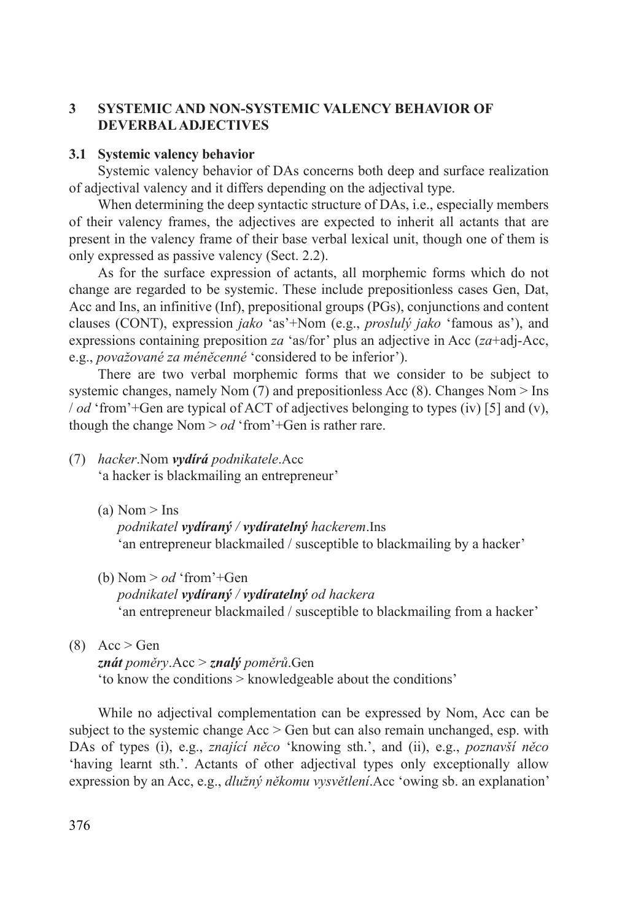## 3 SYSTEMIC AND NON-SYSTEMIC VALENCY BEHAVIOR OF DEVERBAL ADJECTIVES

### 3.1 Systemic valency behavior

Systemic valency behavior of DAs concerns both deep and surface realization of adjectival valency and it differs depending on the adjectival type.

When determining the deep syntactic structure of DAs, i.e., especially members of their valency frames, the adjectives are expected to inherit all actants that are present in the valency frame of their base verbal lexical unit, though one of them is only expressed as passive valency (Sect. 2.2).

As for the surface expression of actants, all morphemic forms which do not change are regarded to be systemic. These include prepositionless cases Gen, Dat, Acc and Ins, an infinitive (Inf), prepositional groups (PGs), conjunctions and content clauses (CONT), expression *jako* 'as'+Nom (e.g., *proslulý jako* 'famous as'), and expressions containing preposition *za* 'as/for' plus an adjective in Acc (*za*+adj-Acc, e.g., *považované za méněcenné* 'considered to be inferior').

There are two verbal morphemic forms that we consider to be subject to systemic changes, namely Nom (7) and prepositionless Acc (8). Changes Nom > Ins / *od* 'from'+Gen are typical of ACT of adjectives belonging to types (iv) [5] and (v), though the change Nom > *od* 'from'+Gen is rather rare.

(7) *hacker*.Nom ***vydírá*** *podnikatele*.Acc
'a hacker is blackmailing an entrepreneur'

(a) Nom > Ins
*podnikatel* ***vydíraný / vydíratelný*** *hackerem*.Ins
'an entrepreneur blackmailed / susceptible to blackmailing by a hacker'

(b) Nom > *od* 'from'+Gen
*podnikatel* ***vydíraný / vydíratelný*** *od hackera*
'an entrepreneur blackmailed / susceptible to blackmailing from a hacker'

(8) Acc > Gen
***znát*** *poměry*.Acc > ***znalý*** *poměrů*.Gen
'to know the conditions > knowledgeable about the conditions'

While no adjectival complementation can be expressed by Nom, Acc can be subject to the systemic change Acc > Gen but can also remain unchanged, esp. with DAs of types (i), e.g., *znající něco* 'knowing sth.', and (ii), e.g., *poznavší něco* 'having learnt sth.'. Actants of other adjectival types only exceptionally allow expression by an Acc, e.g., *dlužný někomu vysvětlení*.Acc 'owing sb. an explanation'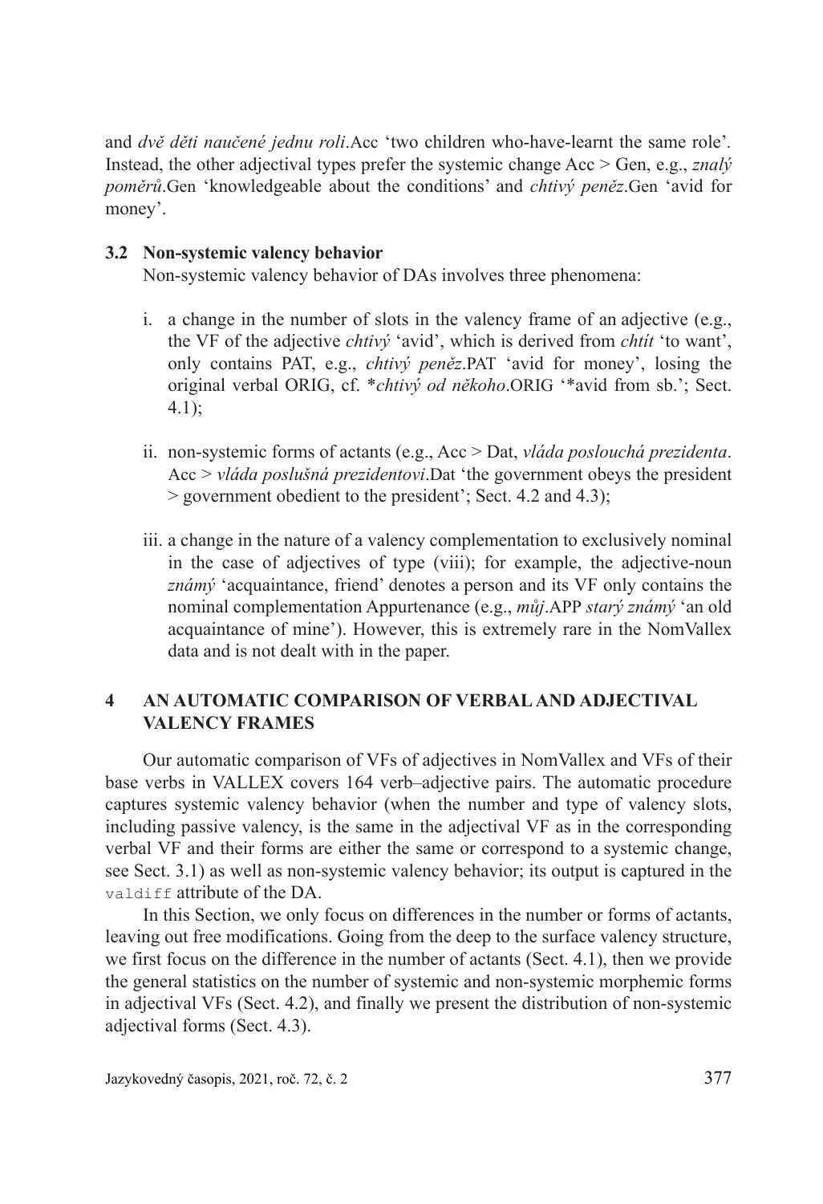and *dvě děti naučené jednu roli*.Acc 'two children who-have-learnt the same role'. Instead, the other adjectival types prefer the systemic change Acc > Gen, e.g., *znalý poměrů*.Gen 'knowledgeable about the conditions' and *chtivý peněz*.Gen 'avid for money'.

### 3.2 Non-systemic valency behavior

Non-systemic valency behavior of DAs involves three phenomena:

i. a change in the number of slots in the valency frame of an adjective (e.g., the VF of the adjective *chtivý* 'avid', which is derived from *chtít* 'to want', only contains PAT, e.g., *chtivý peněz*.PAT 'avid for money', losing the original verbal ORIG, cf. *\*chtivý od někoho*.ORIG '\*avid from sb.'; Sect. 4.1);

ii. non-systemic forms of actants (e.g., Acc > Dat, *vláda poslouchá prezidenta*. Acc > *vláda poslušná prezidentovi*.Dat 'the government obeys the president > government obedient to the president'; Sect. 4.2 and 4.3);

iii. a change in the nature of a valency complementation to exclusively nominal in the case of adjectives of type (viii); for example, the adjective-noun *známý* 'acquaintance, friend' denotes a person and its VF only contains the nominal complementation Appurtenance (e.g., *můj*.APP *starý známý* 'an old acquaintance of mine'). However, this is extremely rare in the NomVallex data and is not dealt with in the paper.

## 4 AN AUTOMATIC COMPARISON OF VERBAL AND ADJECTIVAL VALENCY FRAMES

Our automatic comparison of VFs of adjectives in NomVallex and VFs of their base verbs in VALLEX covers 164 verb–adjective pairs. The automatic procedure captures systemic valency behavior (when the number and type of valency slots, including passive valency, is the same in the adjectival VF as in the corresponding verbal VF and their forms are either the same or correspond to a systemic change, see Sect. 3.1) as well as non-systemic valency behavior; its output is captured in the `valdiff` attribute of the DA.

In this Section, we only focus on differences in the number or forms of actants, leaving out free modifications. Going from the deep to the surface valency structure, we first focus on the difference in the number of actants (Sect. 4.1), then we provide the general statistics on the number of systemic and non-systemic morphemic forms in adjectival VFs (Sect. 4.2), and finally we present the distribution of non-systemic adjectival forms (Sect. 4.3).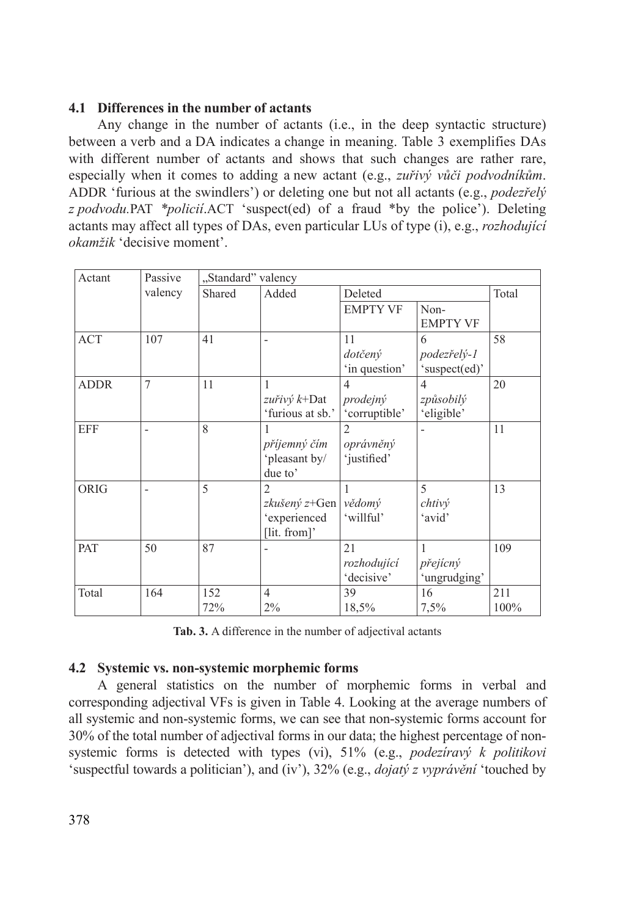### 4.1 Differences in the number of actants

Any change in the number of actants (i.e., in the deep syntactic structure) between a verb and a DA indicates a change in meaning. Table 3 exemplifies DAs with different number of actants and shows that such changes are rather rare, especially when it comes to adding a new actant (e.g., *zuřivý vůči podvodníkům*.ADDR 'furious at the swindlers') or deleting one but not all actants (e.g., *podezřelý z podvodu*.PAT *\*policií*.ACT 'suspect(ed) of a fraud \*by the police'). Deleting actants may affect all types of DAs, even particular LUs of type (i), e.g., *rozhodující okamžik* 'decisive moment'.

| Actant | Passive valency | „Standard" valency | | | | |
|---|---|---|---|---|---|---|
| | | Shared | Added | Deleted | | Total |
| | | | | EMPTY VF | Non-EMPTY VF | |
| ACT | 107 | 41 | - | 11 *dotčený* 'in question' | 6 *podezřelý-1* 'suspect(ed)' | 58 |
| ADDR | 7 | 11 | 1 *zuřivý k*+Dat 'furious at sb.' | 4 *prodejný* 'corruptible' | 4 *způsobilý* 'eligible' | 20 |
| EFF | - | 8 | 1 *příjemný čím* 'pleasant by/ due to' | 2 *oprávněný* 'justified' | - | 11 |
| ORIG | - | 5 | 2 *zkušený z*+Gen 'experienced [lit. from]' | 1 *vědomý* 'willful' | 5 *chtivý* 'avid' | 13 |
| PAT | 50 | 87 | - | 21 *rozhodující* 'decisive' | 1 *přejícný* 'ungrudging' | 109 |
| Total | 164 | 152 72% | 4 2% | 39 18,5% | 16 7,5% | 211 100% |

**Tab. 3.** A difference in the number of adjectival actants

### 4.2 Systemic vs. non-systemic morphemic forms

A general statistics on the number of morphemic forms in verbal and corresponding adjectival VFs is given in Table 4. Looking at the average numbers of all systemic and non-systemic forms, we can see that non-systemic forms account for 30% of the total number of adjectival forms in our data; the highest percentage of non-systemic forms is detected with types (vi), 51% (e.g., *podezíravý k politikovi* 'suspectful towards a politician'), and (iv'), 32% (e.g., *dojatý z vyprávění* 'touched by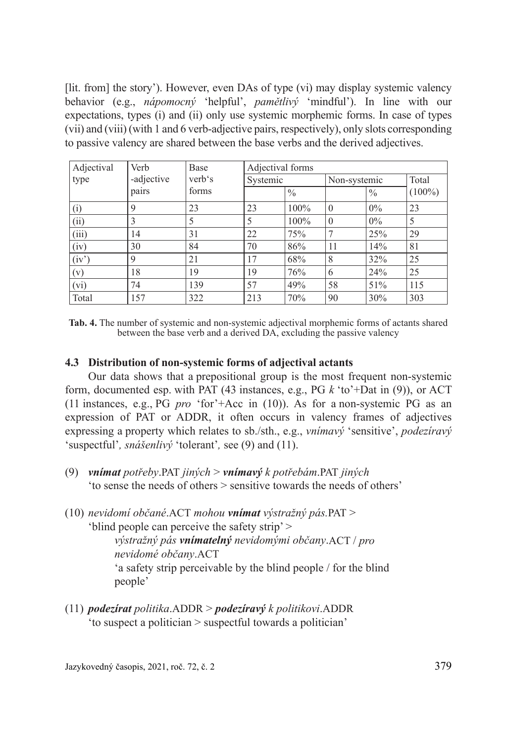[lit. from] the story'). However, even DAs of type (vi) may display systemic valency behavior (e.g., *nápomocný* 'helpful', *pamětlivý* 'mindful'). In line with our expectations, types (i) and (ii) only use systemic morphemic forms. In case of types (vii) and (viii) (with 1 and 6 verb-adjective pairs, respectively), only slots corresponding to passive valency are shared between the base verbs and the derived adjectives.

| Adjectival type | Verb -adjective pairs | Base verb's forms | Adjectival forms | | | | |
|---|---|---|---|---|---|---|---|
| | | | Systemic | | Non-systemic | | Total (100%) |
| | | | | % | | % | |
| (i) | 9 | 23 | 23 | 100% | 0 | 0% | 23 |
| (ii) | 3 | 5 | 5 | 100% | 0 | 0% | 5 |
| (iii) | 14 | 31 | 22 | 75% | 7 | 25% | 29 |
| (iv) | 30 | 84 | 70 | 86% | 11 | 14% | 81 |
| (iv') | 9 | 21 | 17 | 68% | 8 | 32% | 25 |
| (v) | 18 | 19 | 19 | 76% | 6 | 24% | 25 |
| (vi) | 74 | 139 | 57 | 49% | 58 | 51% | 115 |
| Total | 157 | 322 | 213 | 70% | 90 | 30% | 303 |

**Tab. 4.** The number of systemic and non-systemic adjectival morphemic forms of actants shared between the base verb and a derived DA, excluding the passive valency

### 4.3 Distribution of non-systemic forms of adjectival actants

Our data shows that a prepositional group is the most frequent non-systemic form, documented esp. with PAT (43 instances, e.g., PG *k* 'to'+Dat in (9)), or ACT (11 instances, e.g., PG *pro* 'for'+Acc in (10)). As for a non-systemic PG as an expression of PAT or ADDR, it often occurs in valency frames of adjectives expressing a property which relates to sb./sth., e.g., *vnímavý* 'sensitive', *podezíravý* 'suspectful', *snášenlivý* 'tolerant', see (9) and (11).

(9) ***vnímat*** *potřeby*.PAT *jiných* > ***vnímavý*** *k potřebám*.PAT *jiných*
'to sense the needs of others > sensitive towards the needs of others'

(10) *nevidomí občané*.ACT *mohou* ***vnímat*** *výstražný pás.*PAT >
'blind people can perceive the safety strip' >
*výstražný pás* ***vnímatelný*** *nevidomými občany*.ACT / *pro nevidomé občany*.ACT
'a safety strip perceivable by the blind people / for the blind people'

(11) ***podezírat*** *politika*.ADDR > ***podezíravý*** *k politikovi*.ADDR
'to suspect a politician > suspectful towards a politician'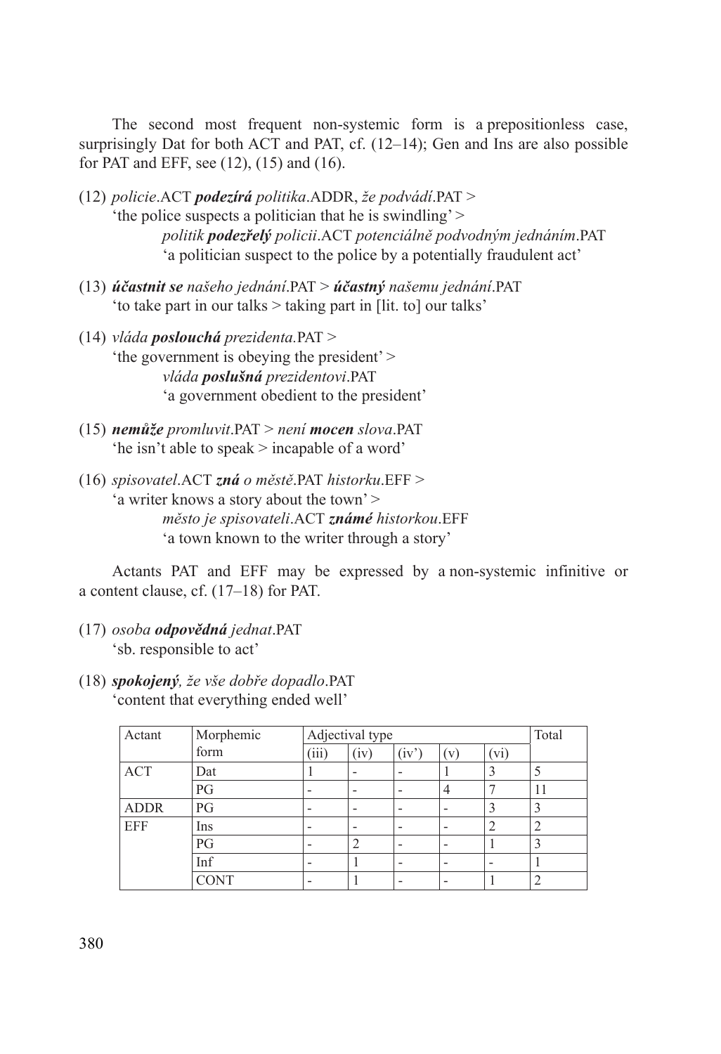The second most frequent non-systemic form is a prepositionless case, surprisingly Dat for both ACT and PAT, cf. (12–14); Gen and Ins are also possible for PAT and EFF, see (12), (15) and (16).

(12) *policie*.ACT ***podezírá*** *politika*.ADDR, *že podvádí*.PAT >
'the police suspects a politician that he is swindling' >
*politik* ***podezřelý*** *policii*.ACT *potenciálně podvodným jednáním*.PAT
'a politician suspect to the police by a potentially fraudulent act'

(13) ***účastnit se*** *našeho jednání*.PAT > ***účastný*** *našemu jednání*.PAT
'to take part in our talks > taking part in [lit. to] our talks'

(14) *vláda* ***poslouchá*** *prezidenta.*PAT >
'the government is obeying the president' >
*vláda* ***poslušná*** *prezidentovi*.PAT
'a government obedient to the president'

(15) ***nemůže*** *promluvit*.PAT > *není* ***mocen*** *slova*.PAT
'he isn't able to speak > incapable of a word'

(16) *spisovatel*.ACT ***zná*** *o městě*.PAT *historku*.EFF >
'a writer knows a story about the town' >
*město je spisovateli*.ACT ***známé*** *historkou*.EFF
'a town known to the writer through a story'

Actants PAT and EFF may be expressed by a non-systemic infinitive or a content clause, cf. (17–18) for PAT.

(17) *osoba* ***odpovědná*** *jednat*.PAT
'sb. responsible to act'

(18) ***spokojený****, že vše dobře dopadlo*.PAT
'content that everything ended well'

| Actant | Morphemic form | Adjectival type | | | | | Total |
|---|---|---|---|---|---|---|---|
| | | (iii) | (iv) | (iv') | (v) | (vi) | |
| ACT | Dat | 1 | - | - | 1 | 3 | 5 |
| | PG | - | - | - | 4 | 7 | 11 |
| ADDR | PG | - | - | - | - | 3 | 3 |
| EFF | Ins | - | - | - | - | 2 | 2 |
| | PG | - | 2 | - | - | 1 | 3 |
| | Inf | - | 1 | - | - | - | 1 |
| | CONT | - | 1 | - | - | 1 | 2 |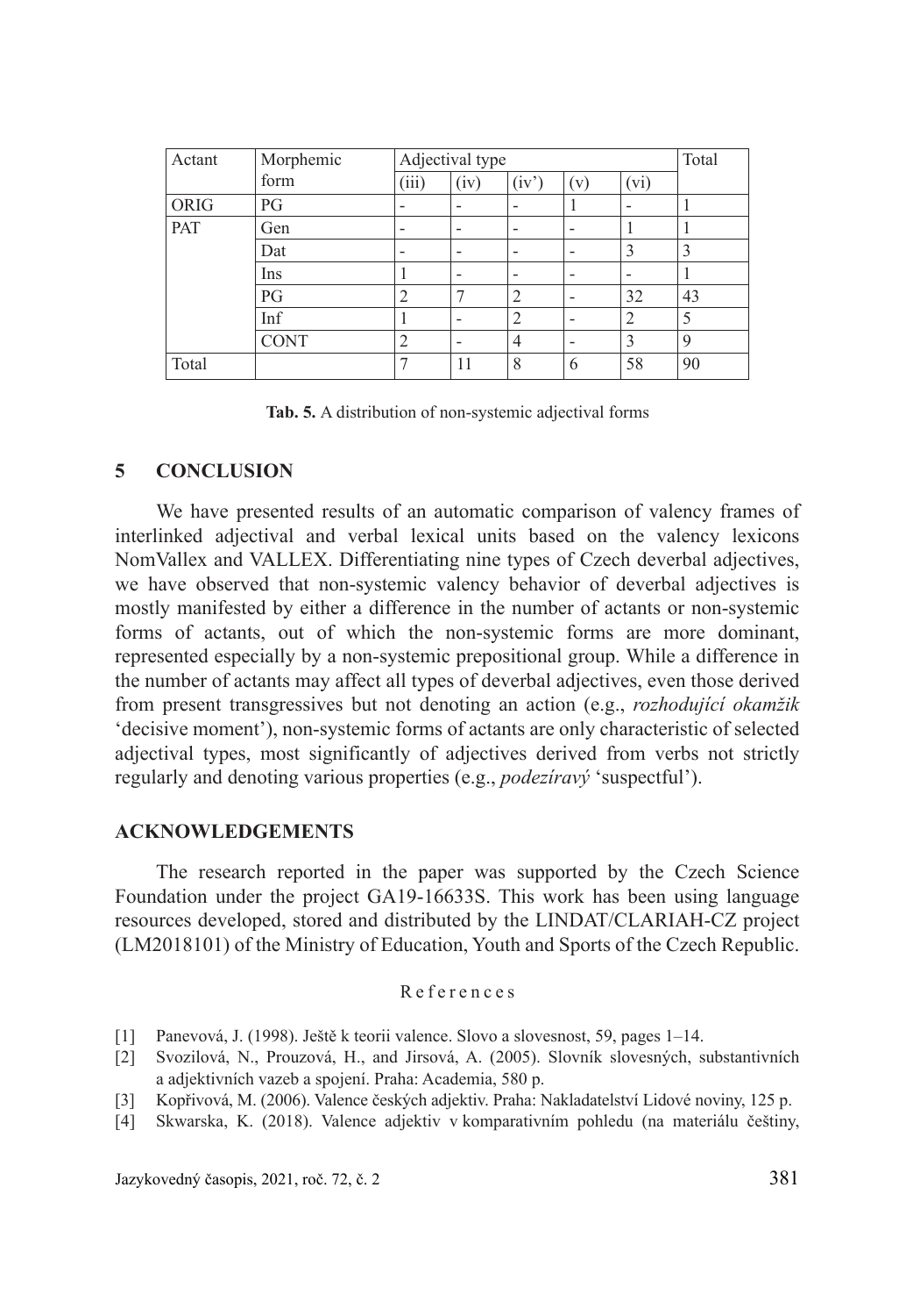| Actant | Morphemic form | Adjectival type | | | | | Total |
|---|---|---|---|---|---|---|---|
| | | (iii) | (iv) | (iv') | (v) | (vi) | |
| ORIG | PG | - | - | - | 1 | - | 1 |
| PAT | Gen | - | - | - | - | 1 | 1 |
| | Dat | - | - | - | - | 3 | 3 |
| | Ins | 1 | - | - | - | - | 1 |
| | PG | 2 | 7 | 2 | - | 32 | 43 |
| | Inf | 1 | - | 2 | - | 2 | 5 |
| | CONT | 2 | - | 4 | - | 3 | 9 |
| Total | | 7 | 11 | 8 | 6 | 58 | 90 |

**Tab. 5.** A distribution of non-systemic adjectival forms

## 5 CONCLUSION

We have presented results of an automatic comparison of valency frames of interlinked adjectival and verbal lexical units based on the valency lexicons NomVallex and VALLEX. Differentiating nine types of Czech deverbal adjectives, we have observed that non-systemic valency behavior of deverbal adjectives is mostly manifested by either a difference in the number of actants or non-systemic forms of actants, out of which the non-systemic forms are more dominant, represented especially by a non-systemic prepositional group. While a difference in the number of actants may affect all types of deverbal adjectives, even those derived from present transgressives but not denoting an action (e.g., *rozhodující okamžik* 'decisive moment'), non-systemic forms of actants are only characteristic of selected adjectival types, most significantly of adjectives derived from verbs not strictly regularly and denoting various properties (e.g., *podezíravý* 'suspectful').

## ACKNOWLEDGEMENTS

The research reported in the paper was supported by the Czech Science Foundation under the project GA19-16633S. This work has been using language resources developed, stored and distributed by the LINDAT/CLARIAH-CZ project (LM2018101) of the Ministry of Education, Youth and Sports of the Czech Republic.

### References

[1] Panevová, J. (1998). Ještě k teorii valence. Slovo a slovesnost, 59, pages 1–14.

[2] Svozilová, N., Prouzová, H., and Jirsová, A. (2005). Slovník slovesných, substantivních a adjektivních vazeb a spojení. Praha: Academia, 580 p.

[3] Kopřivová, M. (2006). Valence českých adjektiv. Praha: Nakladatelství Lidové noviny, 125 p.

[4] Skwarska, K. (2018). Valence adjektiv v komparativním pohledu (na materiálu češtiny,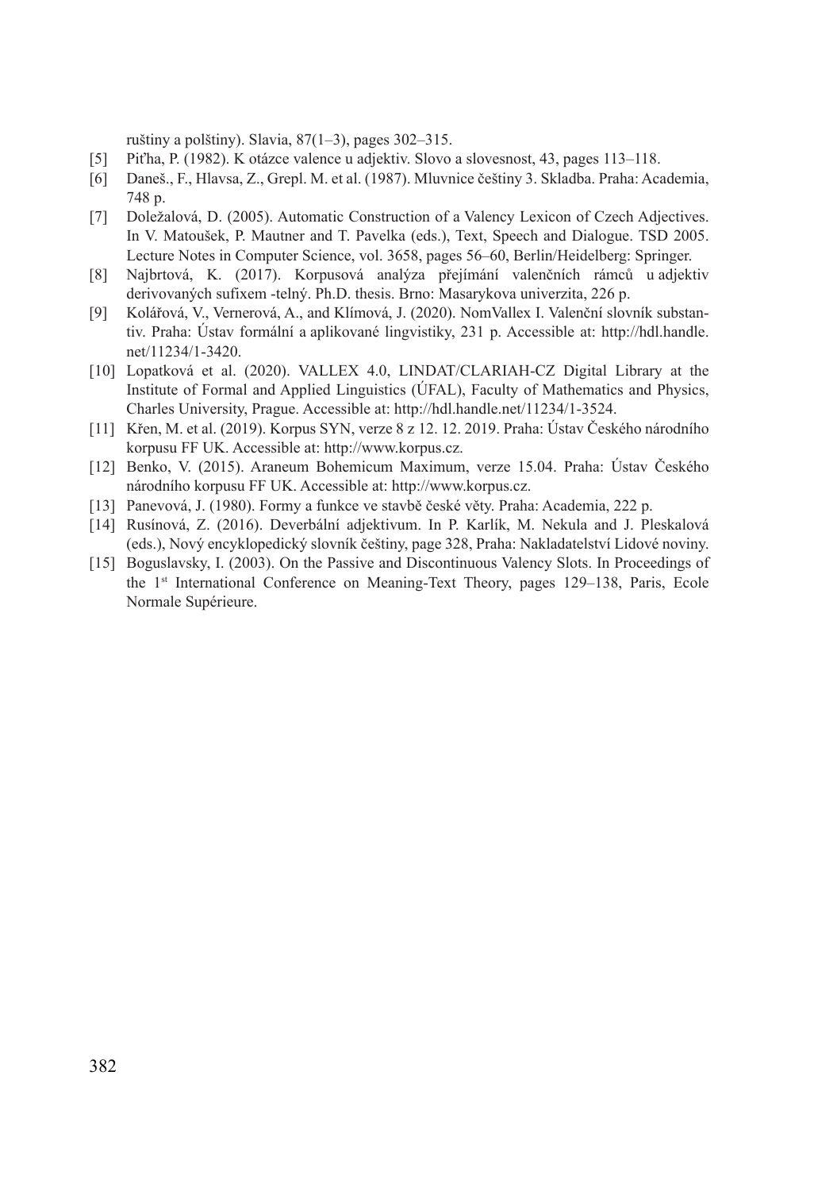ruštiny a polštiny). Slavia, 87(1–3), pages 302–315.

[5] Piťha, P. (1982). K otázce valence u adjektiv. Slovo a slovesnost, 43, pages 113–118.

[6] Daneš., F., Hlavsa, Z., Grepl. M. et al. (1987). Mluvnice češtiny 3. Skladba. Praha: Academia, 748 p.

[7] Doležalová, D. (2005). Automatic Construction of a Valency Lexicon of Czech Adjectives. In V. Matoušek, P. Mautner and T. Pavelka (eds.), Text, Speech and Dialogue. TSD 2005. Lecture Notes in Computer Science, vol. 3658, pages 56–60, Berlin/Heidelberg: Springer.

[8] Najbrtová, K. (2017). Korpusová analýza přejímání valenčních rámců u adjektiv derivovaných sufixem -telný. Ph.D. thesis. Brno: Masarykova univerzita, 226 p.

[9] Kolářová, V., Vernerová, A., and Klímová, J. (2020). NomVallex I. Valenční slovník substantiv. Praha: Ústav formální a aplikované lingvistiky, 231 p. Accessible at: http://hdl.handle.net/11234/1-3420.

[10] Lopatková et al. (2020). VALLEX 4.0, LINDAT/CLARIAH-CZ Digital Library at the Institute of Formal and Applied Linguistics (ÚFAL), Faculty of Mathematics and Physics, Charles University, Prague. Accessible at: http://hdl.handle.net/11234/1-3524.

[11] Křen, M. et al. (2019). Korpus SYN, verze 8 z 12. 12. 2019. Praha: Ústav Českého národního korpusu FF UK. Accessible at: http://www.korpus.cz.

[12] Benko, V. (2015). Araneum Bohemicum Maximum, verze 15.04. Praha: Ústav Českého národního korpusu FF UK. Accessible at: http://www.korpus.cz.

[13] Panevová, J. (1980). Formy a funkce ve stavbě české věty. Praha: Academia, 222 p.

[14] Rusínová, Z. (2016). Deverbální adjektivum. In P. Karlík, M. Nekula and J. Pleskalová (eds.), Nový encyklopedický slovník češtiny, page 328, Praha: Nakladatelství Lidové noviny.

[15] Boguslavsky, I. (2003). On the Passive and Discontinuous Valency Slots. In Proceedings of the 1st International Conference on Meaning-Text Theory, pages 129–138, Paris, Ecole Normale Supérieure.